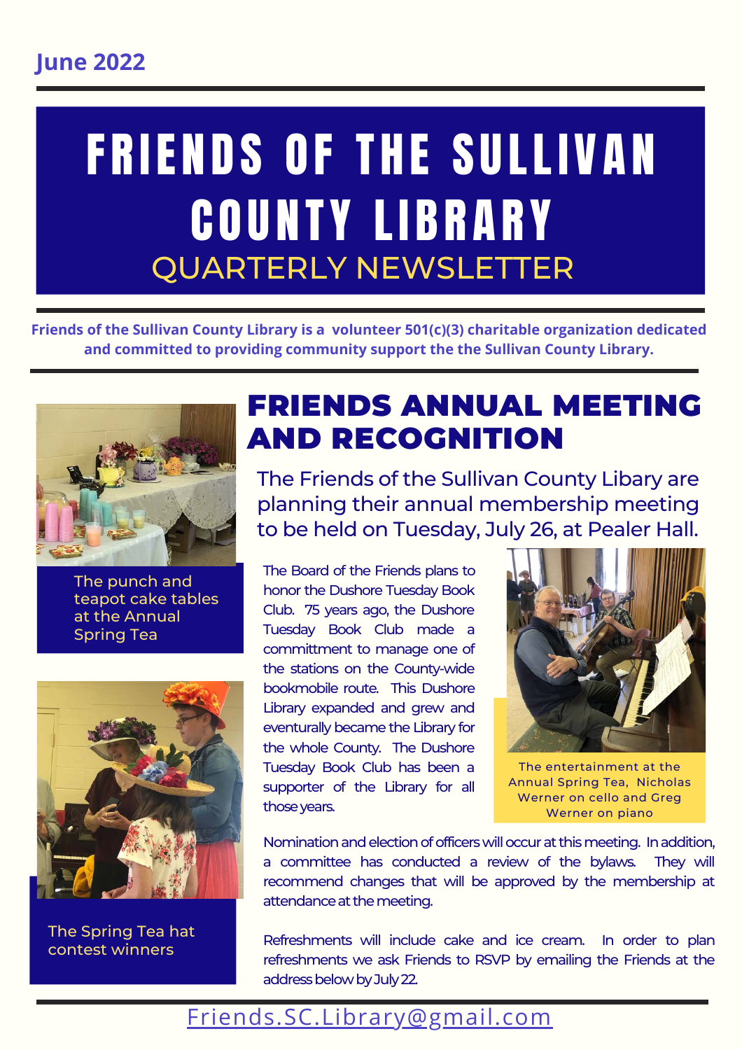June 2022

# FRIENDS OF THE SULLIVAN COUNTY LIBRARY

## QUARTERLY NEWSLETTER

**Friends of the Sullivan County Library is a volunteer 501(c)(3) charitable organization dedicated and committed to providing community support the the Sullivan County Library.**

## FRIENDS ANNUAL MEETING AND RECOGNITION

The Friends of the Sullivan County Libary are planning their annual membership meeting to be held on Tuesday, July 26, at Pealer Hall.

The Board of the Friends plans to honor the Dushore Tuesday Book Club. 75 years ago, the Dushore Tuesday Book Club made a committment to manage one of the stations on the County-wide bookmobile route. This Dushore Library expanded and grew and eventually became the Library for the whole County. The Dushore Tuesday Book Club has been a supporter of the Library for all those years.

Nomination and election of officers will occur at this meeting. In addition, a committee has conducted a review of the bylaws. They will recommend changes that will be approved by the membership at attendance at the meeting.

Refreshments will include cake and ice cream. In order to plan refreshments we ask Friends to RSVP by emailing the Friends at the address below by July 22.

The punch and teapot cake tables at the Annual Spring Tea

The Spring Tea hat contest winners

The entertainment at the Annual Spring Tea, Nicholas Werner on cello and Greg Werner on piano

Friends.SC.Library@gmail.com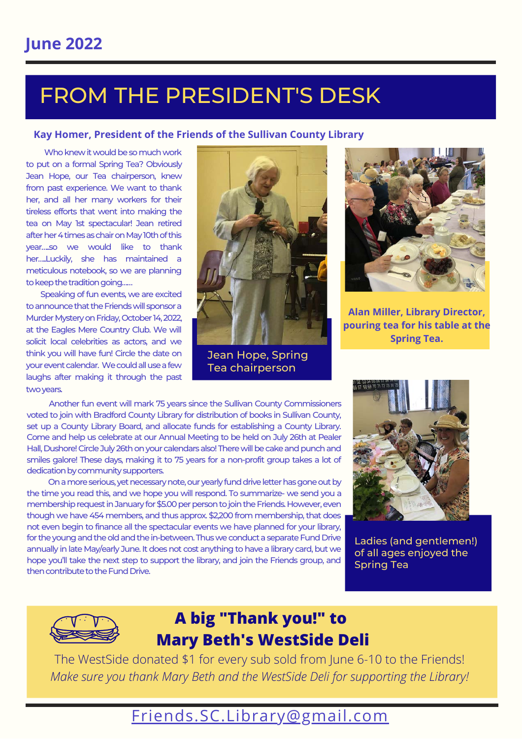June 2022

# FROM THE PRESIDENT'S DESK

### Kay Homer, President of the Friends of the Sullivan County Library

Who knew it would be so much work to put on a formal Spring Tea? Obviously Jean Hope, our Tea chairperson, knew from past experience. We want to thank her, and all her many workers for their tireless efforts that went into making the tea on May 1st spectacular! Jean retired after her 4 times as chair on May 10th of this year....so we would like to thank her....Luckily, she has maintained a meticulous notebook, so we are planning to keep the tradition going......

Speaking of fun events, we are excited to announce that the Friends will sponsor a Murder Mystery on Friday, October 14, 2022, at the Eagles Mere Country Club. We will solicit local celebrities as actors, and we think you will have fun! Circle the date on your event calendar. We could all use a few laughs after making it through the past two years.

Another fun event will mark 75 years since the Sullivan County Commissioners voted to join with Bradford County Library for distribution of books in Sullivan County, set up a County Library Board, and allocate funds for establishing a County Library. Come and help us celebrate at our Annual Meeting to be held on July 26th at Pealer Hall, Dushore! Circle July 26th on your calendars also! There will be cake and punch and smiles galore! These days, making it to 75 years for a non-profit group takes a lot of dedication by community supporters.

On a more serious, yet necessary note, our yearly fund drive letter has gone out by the time you read this, and we hope you will respond. To summarize- we send you a membership request in January for $5.00 per person to join the Friends. However, even though we have 454 members, and thus approx. $2,200 from membership, that does not even begin to finance all the spectacular events we have planned for your library, for the young and the old and the in-between. Thus we conduct a separate Fund Drive annually in late May/early June. It does not cost anything to have a library card, but we hope you'll take the next step to support the library, and join the Friends group, and then contribute to the Fund Drive.

Jean Hope, Spring Tea chairperson

Alan Miller, Library Director, pouring tea for his table at the Spring Tea.

Ladies (and gentlemen!) of all ages enjoyed the Spring Tea

## A big "Thank you!" to Mary Beth's WestSide Deli

The WestSide donated $1 for every sub sold from June 6-10 to the Friends!

*Make sure you thank Mary Beth and the WestSide Deli for supporting the Library!*

Friends.SC.Library@gmail.com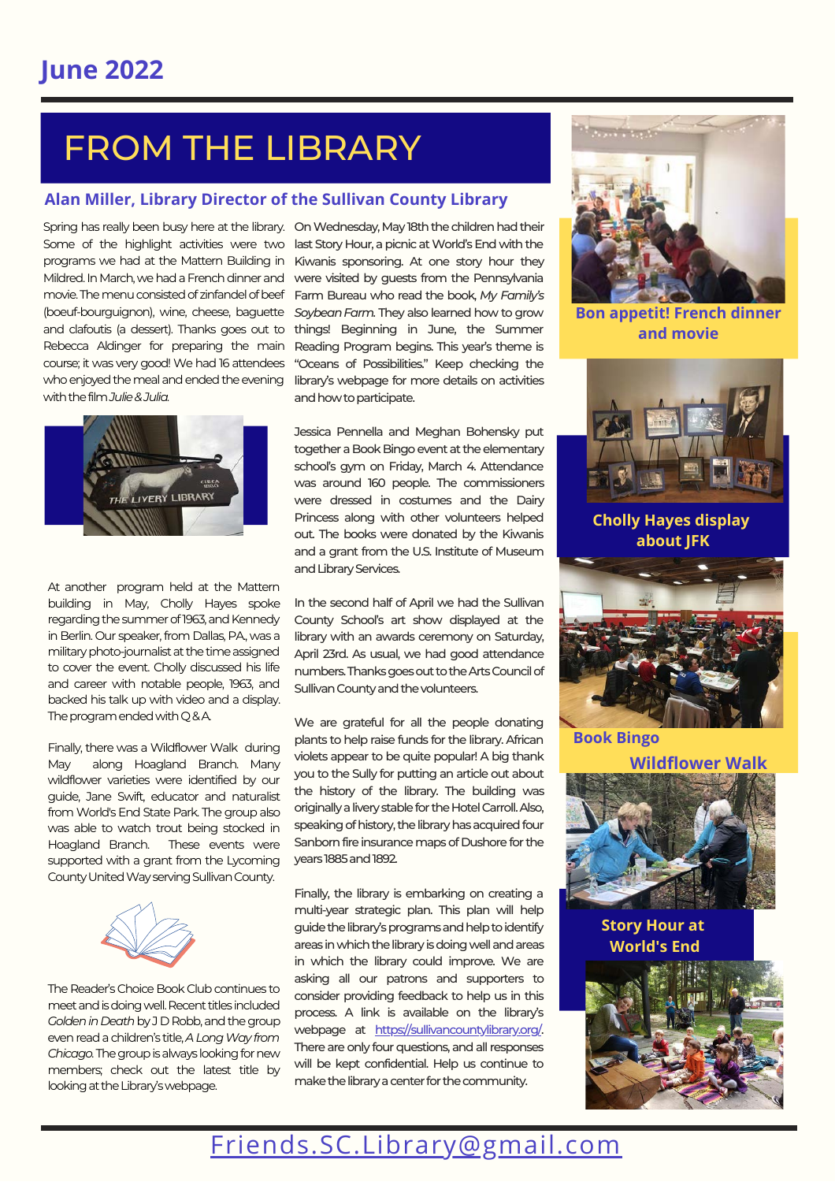## June 2022

# FROM THE LIBRARY

### Alan Miller, Library Director of the Sullivan County Library

Spring has really been busy here at the library. Some of the highlight activities were two programs we had at the Mattern Building in Mildred. In March, we had a French dinner and movie. The menu consisted of zinfandel of beef (boeuf-bourguignon), wine, cheese, baguette and clafoutis (a dessert). Thanks goes out to Rebecca Aldinger for preparing the main course; it was very good! We had 16 attendees who enjoyed the meal and ended the evening with the film *Julie & Julia.*

At another program held at the Mattern building in May, Cholly Hayes spoke regarding the summer of 1963, and Kennedy in Berlin. Our speaker, from Dallas, PA, was a military photo-journalist at the time assigned to cover the event. Cholly discussed his life and career with notable people, 1963, and backed his talk up with video and a display. The program ended with Q & A.

Finally, there was a Wildflower Walk during May along Hoagland Branch. Many wildflower varieties were identified by our guide, Jane Swift, educator and naturalist from World's End State Park. The group also was able to watch trout being stocked in Hoagland Branch. These events were supported with a grant from the Lycoming County United Way serving Sullivan County.

The Reader's Choice Book Club continues to meet and is doing well. Recent titles included *Golden in Death* by J D Robb, and the group even read a children's title, *A Long Way from Chicago.* The group is always looking for new members; check out the latest title by looking at the Library's webpage.

On Wednesday, May 18th the children had their last Story Hour, a picnic at World's End with the Kiwanis sponsoring. At one story hour they were visited by guests from the Pennsylvania Farm Bureau who read the book, *My Family's Soybean Farm.* They also learned how to grow things! Beginning in June, the Summer Reading Program begins. This year's theme is "Oceans of Possibilities." Keep checking the library's webpage for more details on activities and how to participate.

Jessica Pennella and Meghan Bohensky put together a Book Bingo event at the elementary school's gym on Friday, March 4. Attendance was around 160 people. The commissioners were dressed in costumes and the Dairy Princess along with other volunteers helped out. The books were donated by the Kiwanis and a grant from the U.S. Institute of Museum and Library Services.

In the second half of April we had the Sullivan County School's art show displayed at the library with an awards ceremony on Saturday, April 23rd. As usual, we had good attendance numbers. Thanks goes out to the Arts Council of Sullivan County and the volunteers.

We are grateful for all the people donating plants to help raise funds for the library. African violets appear to be quite popular! A big thank you to the Sully for putting an article out about the history of the library. The building was originally a livery stable for the Hotel Carroll. Also, speaking of history, the library has acquired four Sanborn fire insurance maps of Dushore for the years 1885 and 1892.

Finally, the library is embarking on creating a multi-year strategic plan. This plan will help guide the library's programs and help to identify areas in which the library is doing well and areas in which the library could improve. We are asking all our patrons and supporters to consider providing feedback to help us in this process. A link is available on the library's webpage at https://sullivancountylibrary.org/. There are only four questions, and all responses will be kept confidential. Help us continue to make the library a center for the community.

Bon appetit! French dinner and movie

Cholly Hayes display about JFK

Book Bingo

Wildflower Walk

Story Hour at World's End

Friends.SC.Library@gmail.com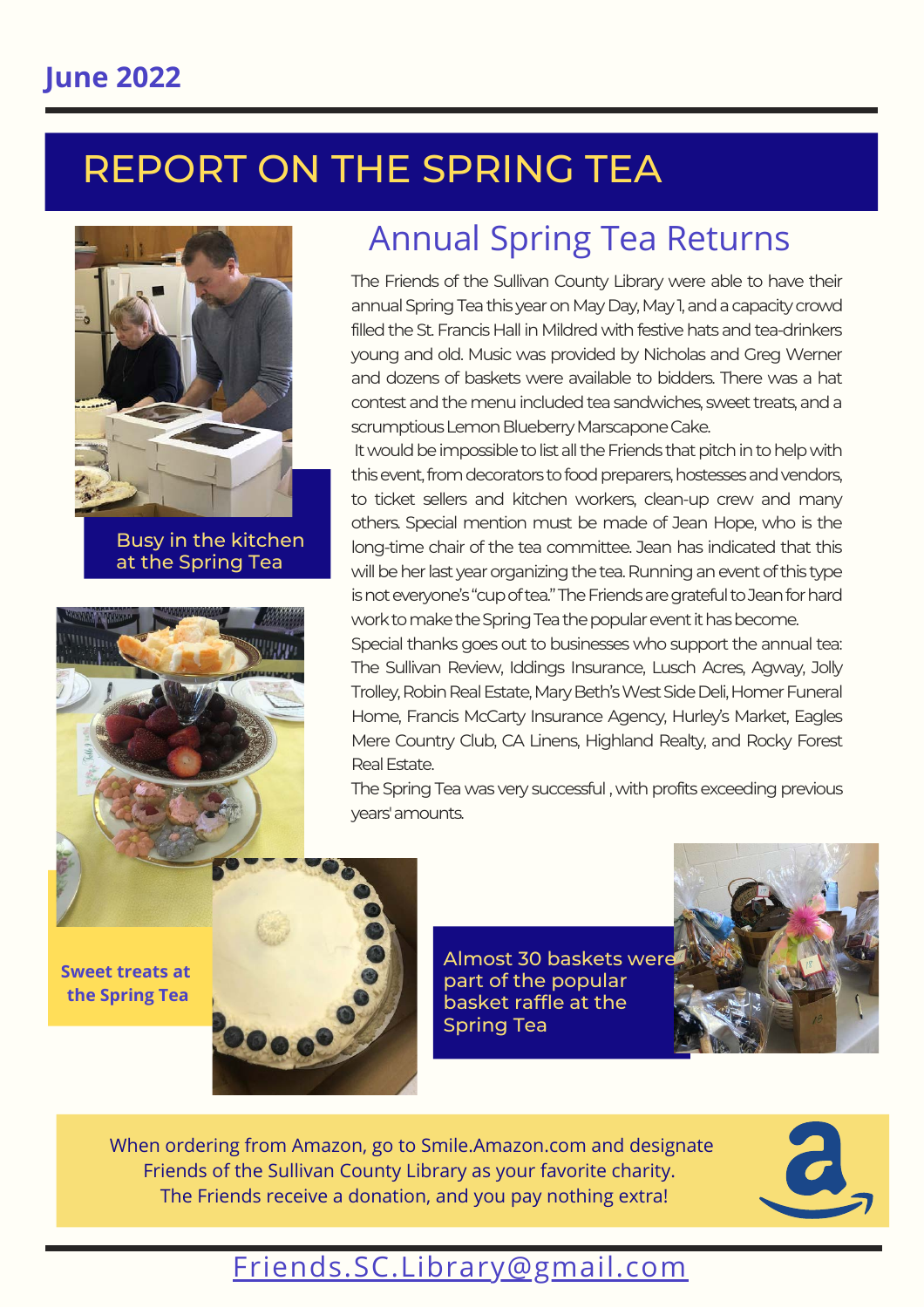**June 2022**

# REPORT ON THE SPRING TEA

## Annual Spring Tea Returns

The Friends of the Sullivan County Library were able to have their annual Spring Tea this year on May Day, May 1, and a capacity crowd filled the St. Francis Hall in Mildred with festive hats and tea-drinkers young and old. Music was provided by Nicholas and Greg Werner and dozens of baskets were available to bidders. There was a hat contest and the menu included tea sandwiches, sweet treats, and a scrumptious Lemon Blueberry Marscapone Cake.

It would be impossible to list all the Friends that pitch in to help with this event, from decorators to food preparers, hostesses and vendors, to ticket sellers and kitchen workers, clean-up crew and many others. Special mention must be made of Jean Hope, who is the long-time chair of the tea committee. Jean has indicated that this will be her last year organizing the tea. Running an event of this type is not everyone's "cup of tea." The Friends are grateful to Jean for hard work to make the Spring Tea the popular event it has become.

Special thanks goes out to businesses who support the annual tea: The Sullivan Review, Iddings Insurance, Lusch Acres, Agway, Jolly Trolley, Robin Real Estate, Mary Beth's West Side Deli, Homer Funeral Home, Francis McCarty Insurance Agency, Hurley's Market, Eagles Mere Country Club, CA Linens, Highland Realty, and Rocky Forest Real Estate.

The Spring Tea was very successful , with profits exceeding previous years' amounts.

Busy in the kitchen at the Spring Tea

Sweet treats at the Spring Tea

Almost 30 baskets were part of the popular basket raffle at the Spring Tea

When ordering from Amazon, go to Smile.Amazon.com and designate Friends of the Sullivan County Library as your favorite charity. The Friends receive a donation, and you pay nothing extra!

Friends.SC.Library@gmail.com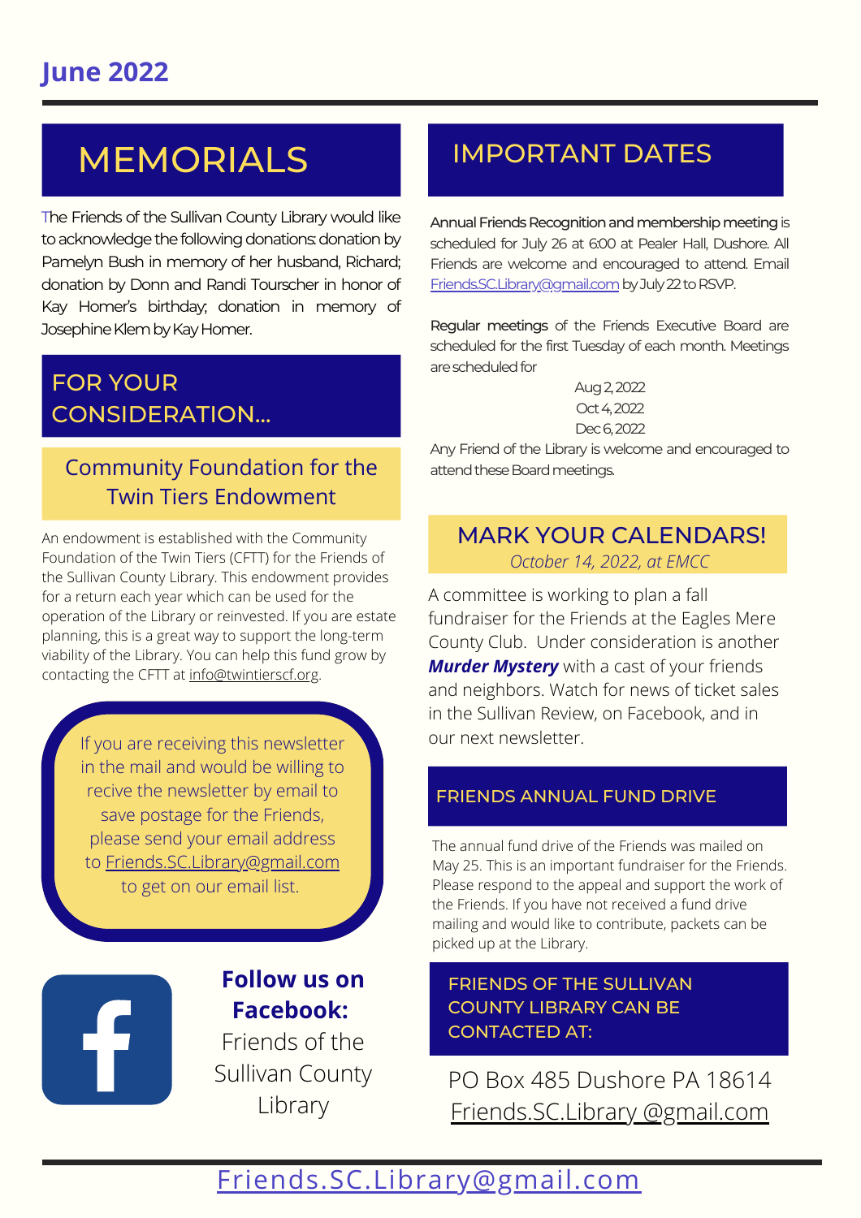June 2022

# MEMORIALS

The Friends of the Sullivan County Library would like to acknowledge the following donations: donation by Pamelyn Bush in memory of her husband, Richard; donation by Donn and Randi Tourscher in honor of Kay Homer's birthday; donation in memory of Josephine Klem by Kay Homer.

## FOR YOUR CONSIDERATION...

### Community Foundation for the Twin Tiers Endowment

An endowment is established with the Community Foundation of the Twin Tiers (CFTT) for the Friends of the Sullivan County Library. This endowment provides for a return each year which can be used for the operation of the Library or reinvested. If you are estate planning, this is a great way to support the long-term viability of the Library. You can help this fund grow by contacting the CFTT at info@twintierscf.org.

If you are receiving this newsletter in the mail and would be willing to recive the newsletter by email to save postage for the Friends, please send your email address to Friends.SC.Library@gmail.com to get on our email list.

**Follow us on Facebook:**
Friends of the Sullivan County Library

# IMPORTANT DATES

**Annual Friends Recognition and membership meeting** is scheduled for July 26 at 6:00 at Pealer Hall, Dushore. All Friends are welcome and encouraged to attend. Email Friends.SC.Library@gmail.com by July 22 to RSVP.

**Regular meetings** of the Friends Executive Board are scheduled for the first Tuesday of each month. Meetings are scheduled for

Aug 2, 2022
Oct 4, 2022
Dec 6, 2022

Any Friend of the Library is welcome and encouraged to attend these Board meetings.

## MARK YOUR CALENDARS!

*October 14, 2022, at EMCC*

A committee is working to plan a fall fundraiser for the Friends at the Eagles Mere County Club. Under consideration is another ***Murder Mystery*** with a cast of your friends and neighbors. Watch for news of ticket sales in the Sullivan Review, on Facebook, and in our next newsletter.

## FRIENDS ANNUAL FUND DRIVE

The annual fund drive of the Friends was mailed on May 25. This is an important fundraiser for the Friends. Please respond to the appeal and support the work of the Friends. If you have not received a fund drive mailing and would like to contribute, packets can be picked up at the Library.

## FRIENDS OF THE SULLIVAN COUNTY LIBRARY CAN BE CONTACTED AT:

PO Box 485 Dushore PA 18614
Friends.SC.Library @gmail.com

Friends.SC.Library@gmail.com